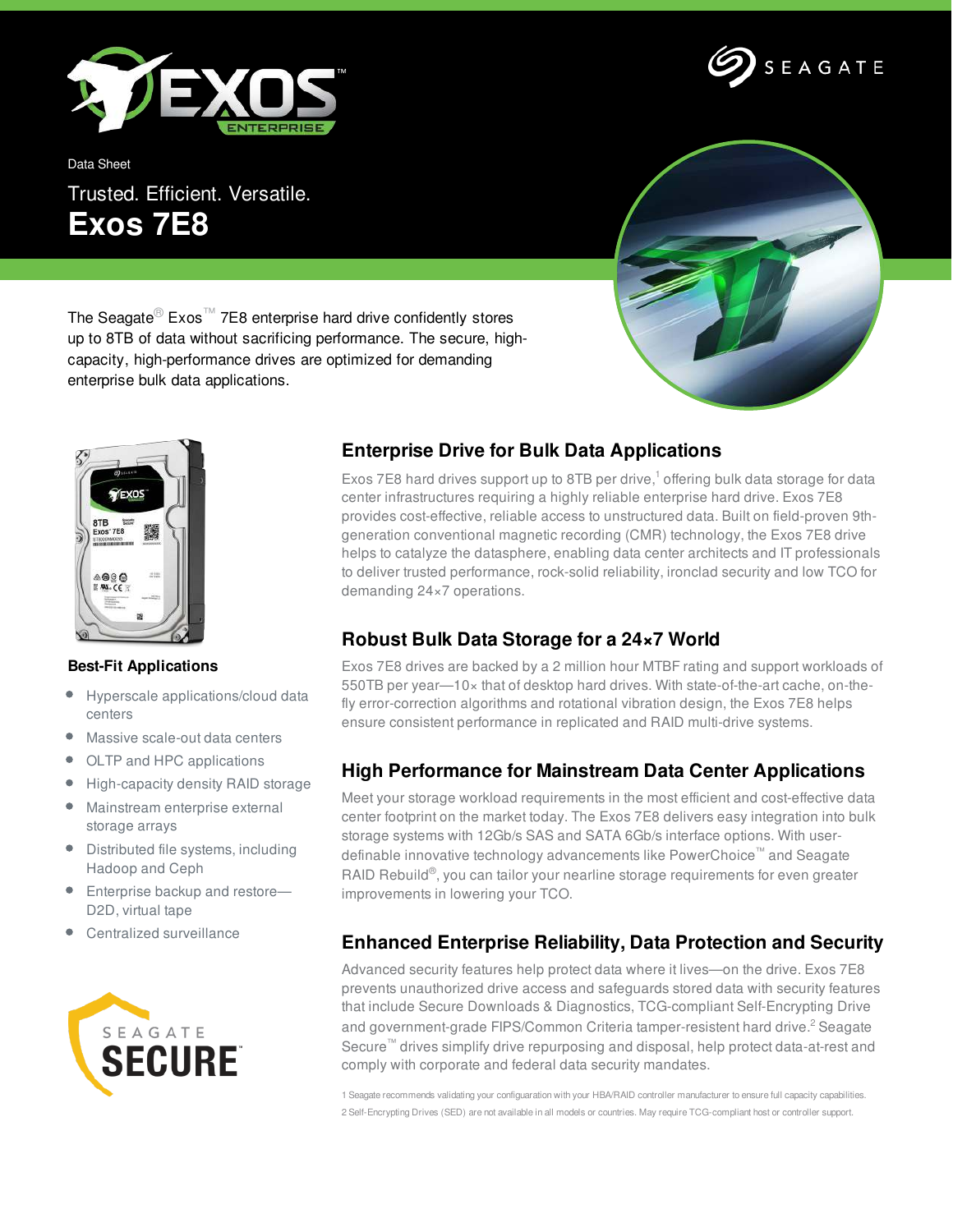Data Sheet

Trusted. Efficient. Versatile.

# Exos 7E8

The Seagate® Exos™ 7E8 enterprise hard drive confidently stores up to 8TB of data without sacrificing performance. The secure, high-capacity, high-performance drives are optimized for demanding enterprise bulk data applications.

## Enterprise Drive for Bulk Data Applications

Exos 7E8 hard drives support up to 8TB per drive,[1] offering bulk data storage for data center infrastructures requiring a highly reliable enterprise hard drive. Exos 7E8 provides cost-effective, reliable access to unstructured data. Built on field-proven 9th-generation conventional magnetic recording (CMR) technology, the Exos 7E8 drive helps to catalyze the datasphere, enabling data center architects and IT professionals to deliver trusted performance, rock-solid reliability, ironclad security and low TCO for demanding 24×7 operations.

## Robust Bulk Data Storage for a 24×7 World

Exos 7E8 drives are backed by a 2 million hour MTBF rating and support workloads of 550TB per year—10× that of desktop hard drives. With state-of-the-art cache, on-the-fly error-correction algorithms and rotational vibration design, the Exos 7E8 helps ensure consistent performance in replicated and RAID multi-drive systems.

## High Performance for Mainstream Data Center Applications

Meet your storage workload requirements in the most efficient and cost-effective data center footprint on the market today. The Exos 7E8 delivers easy integration into bulk storage systems with 12Gb/s SAS and SATA 6Gb/s interface options. With user-definable innovative technology advancements like PowerChoice™ and Seagate RAID Rebuild®, you can tailor your nearline storage requirements for even greater improvements in lowering your TCO.

## Enhanced Enterprise Reliability, Data Protection and Security

Advanced security features help protect data where it lives—on the drive. Exos 7E8 prevents unauthorized drive access and safeguards stored data with security features that include Secure Downloads & Diagnostics, TCG-compliant Self-Encrypting Drive and government-grade FIPS/Common Criteria tamper-resistent hard drive.[2] Seagate Secure™ drives simplify drive repurposing and disposal, help protect data-at-rest and comply with corporate and federal data security mandates.

### Best-Fit Applications

- Hyperscale applications/cloud data centers
- Massive scale-out data centers
- OLTP and HPC applications
- High-capacity density RAID storage
- Mainstream enterprise external storage arrays
- Distributed file systems, including Hadoop and Ceph
- Enterprise backup and restore—D2D, virtual tape
- Centralized surveillance

SEAGATE SECURE™

1 Seagate recommends validating your configuaration with your HBA/RAID controller manufacturer to ensure full capacity capabilities.

2 Self-Encrypting Drives (SED) are not available in all models or countries. May require TCG-compliant host or controller support.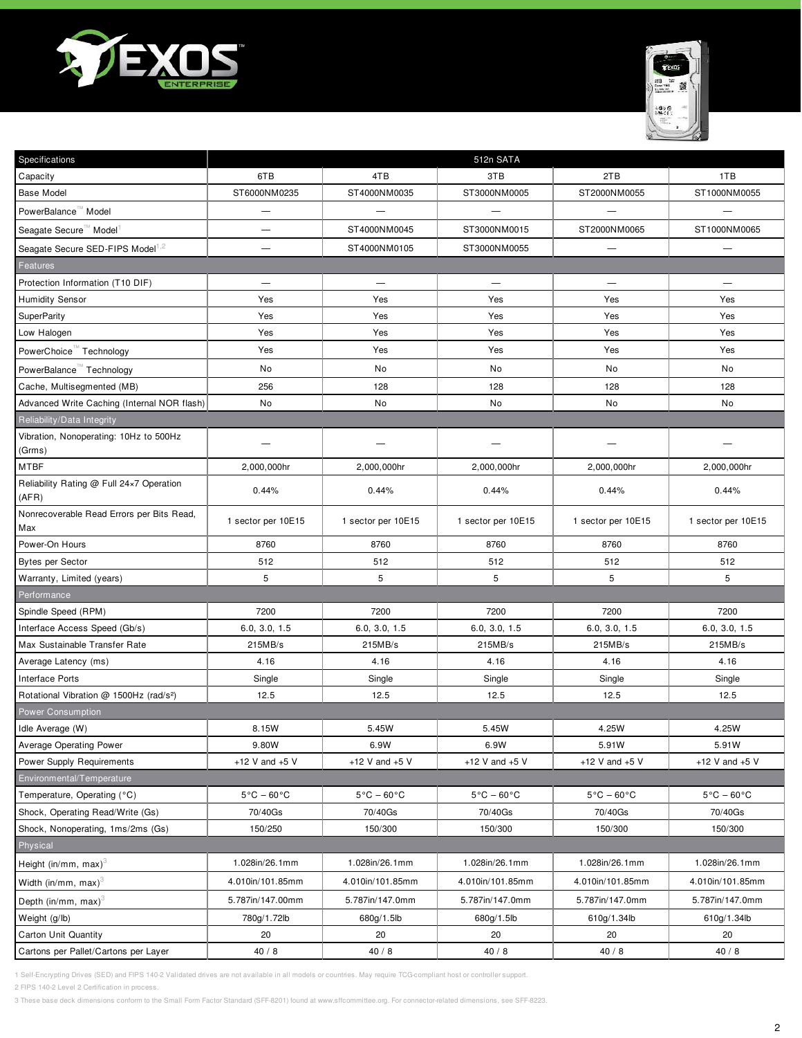| Specifications | 512n SATA | | | | |
|---|---|---|---|---|---|
| Capacity | 6TB | 4TB | 3TB | 2TB | 1TB |
| Base Model | ST6000NM0235 | ST4000NM0035 | ST3000NM0005 | ST2000NM0055 | ST1000NM0055 |
| PowerBalance™ Model | — | — | — | — | — |
| Seagate Secure™ Model[1] | — | ST4000NM0045 | ST3000NM0015 | ST2000NM0065 | ST1000NM0065 |
| Seagate Secure SED-FIPS Model[1,2] | — | ST4000NM0105 | ST3000NM0055 | — | — |
| **Features** | | | | | |
| Protection Information (T10 DIF) | — | — | — | — | — |
| Humidity Sensor | Yes | Yes | Yes | Yes | Yes |
| SuperParity | Yes | Yes | Yes | Yes | Yes |
| Low Halogen | Yes | Yes | Yes | Yes | Yes |
| PowerChoice™ Technology | Yes | Yes | Yes | Yes | Yes |
| PowerBalance™ Technology | No | No | No | No | No |
| Cache, Multisegmented (MB) | 256 | 128 | 128 | 128 | 128 |
| Advanced Write Caching (Internal NOR flash) | No | No | No | No | No |
| **Reliability/Data Integrity** | | | | | |
| Vibration, Nonoperating: 10Hz to 500Hz (Grms) | — | — | — | — | — |
| MTBF | 2,000,000hr | 2,000,000hr | 2,000,000hr | 2,000,000hr | 2,000,000hr |
| Reliability Rating @ Full 24×7 Operation (AFR) | 0.44% | 0.44% | 0.44% | 0.44% | 0.44% |
| Nonrecoverable Read Errors per Bits Read, Max | 1 sector per 10E15 | 1 sector per 10E15 | 1 sector per 10E15 | 1 sector per 10E15 | 1 sector per 10E15 |
| Power-On Hours | 8760 | 8760 | 8760 | 8760 | 8760 |
| Bytes per Sector | 512 | 512 | 512 | 512 | 512 |
| Warranty, Limited (years) | 5 | 5 | 5 | 5 | 5 |
| **Performance** | | | | | |
| Spindle Speed (RPM) | 7200 | 7200 | 7200 | 7200 | 7200 |
| Interface Access Speed (Gb/s) | 6.0, 3.0, 1.5 | 6.0, 3.0, 1.5 | 6.0, 3.0, 1.5 | 6.0, 3.0, 1.5 | 6.0, 3.0, 1.5 |
| Max Sustainable Transfer Rate | 215MB/s | 215MB/s | 215MB/s | 215MB/s | 215MB/s |
| Average Latency (ms) | 4.16 | 4.16 | 4.16 | 4.16 | 4.16 |
| Interface Ports | Single | Single | Single | Single | Single |
| Rotational Vibration @ 1500Hz (rad/s²) | 12.5 | 12.5 | 12.5 | 12.5 | 12.5 |
| **Power Consumption** | | | | | |
| Idle Average (W) | 8.15W | 5.45W | 5.45W | 4.25W | 4.25W |
| Average Operating Power | 9.80W | 6.9W | 6.9W | 5.91W | 5.91W |
| Power Supply Requirements | +12 V and +5 V | +12 V and +5 V | +12 V and +5 V | +12 V and +5 V | +12 V and +5 V |
| **Environmental/Temperature** | | | | | |
| Temperature, Operating (°C) | 5°C – 60°C | 5°C – 60°C | 5°C – 60°C | 5°C – 60°C | 5°C – 60°C |
| Shock, Operating Read/Write (Gs) | 70/40Gs | 70/40Gs | 70/40Gs | 70/40Gs | 70/40Gs |
| Shock, Nonoperating, 1ms/2ms (Gs) | 150/250 | 150/300 | 150/300 | 150/300 | 150/300 |
| **Physical** | | | | | |
| Height (in/mm, max)[3] | 1.028in/26.1mm | 1.028in/26.1mm | 1.028in/26.1mm | 1.028in/26.1mm | 1.028in/26.1mm |
| Width (in/mm, max)[3] | 4.010in/101.85mm | 4.010in/101.85mm | 4.010in/101.85mm | 4.010in/101.85mm | 4.010in/101.85mm |
| Depth (in/mm, max)[3] | 5.787in/147.00mm | 5.787in/147.0mm | 5.787in/147.0mm | 5.787in/147.0mm | 5.787in/147.0mm |
| Weight (g/lb) | 780g/1.72lb | 680g/1.5lb | 680g/1.5lb | 610g/1.34lb | 610g/1.34lb |
| Carton Unit Quantity | 20 | 20 | 20 | 20 | 20 |
| Cartons per Pallet/Cartons per Layer | 40 / 8 | 40 / 8 | 40 / 8 | 40 / 8 | 40 / 8 |

1 Self-Encrypting Drives (SED) and FIPS 140-2 Validated drives are not available in all models or countries. May require TCG-compliant host or controller support.

2 FIPS 140-2 Level 2 Certification in process.

3 These base deck dimensions conform to the Small Form Factor Standard (SFF-8201) found at www.sffcommittee.org. For connector-related dimensions, see SFF-8223.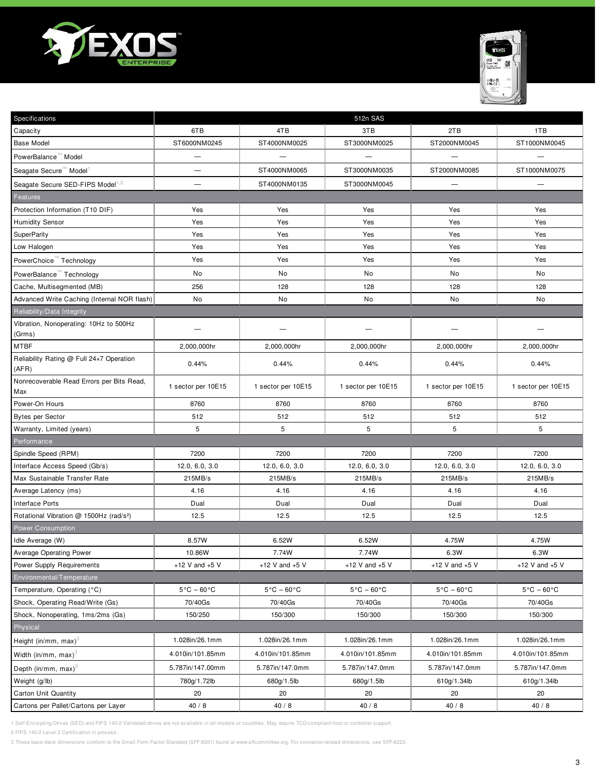| Specifications | 512n SAS | | | | |
|---|---|---|---|---|---|
| Capacity | 6TB | 4TB | 3TB | 2TB | 1TB |
| Base Model | ST6000NM0245 | ST4000NM0025 | ST3000NM0025 | ST2000NM0045 | ST1000NM0045 |
| PowerBalance™ Model | — | — | — | — | — |
| Seagate Secure™ Model[1] | — | ST4000NM0065 | ST3000NM0035 | ST2000NM0085 | ST1000NM0075 |
| Seagate Secure SED-FIPS Model[1,2] | — | ST4000NM0135 | ST3000NM0045 | — | — |
| **Features** | | | | | |
| Protection Information (T10 DIF) | Yes | Yes | Yes | Yes | Yes |
| Humidity Sensor | Yes | Yes | Yes | Yes | Yes |
| SuperParity | Yes | Yes | Yes | Yes | Yes |
| Low Halogen | Yes | Yes | Yes | Yes | Yes |
| PowerChoice™ Technology | Yes | Yes | Yes | Yes | Yes |
| PowerBalance™ Technology | No | No | No | No | No |
| Cache, Multisegmented (MB) | 256 | 128 | 128 | 128 | 128 |
| Advanced Write Caching (Internal NOR flash) | No | No | No | No | No |
| **Reliability/Data Integrity** | | | | | |
| Vibration, Nonoperating: 10Hz to 500Hz (Grms) | — | — | — | — | — |
| MTBF | 2,000,000hr | 2,000,000hr | 2,000,000hr | 2,000,000hr | 2,000,000hr |
| Reliability Rating @ Full 24×7 Operation (AFR) | 0.44% | 0.44% | 0.44% | 0.44% | 0.44% |
| Nonrecoverable Read Errors per Bits Read, Max | 1 sector per 10E15 | 1 sector per 10E15 | 1 sector per 10E15 | 1 sector per 10E15 | 1 sector per 10E15 |
| Power-On Hours | 8760 | 8760 | 8760 | 8760 | 8760 |
| Bytes per Sector | 512 | 512 | 512 | 512 | 512 |
| Warranty, Limited (years) | 5 | 5 | 5 | 5 | 5 |
| **Performance** | | | | | |
| Spindle Speed (RPM) | 7200 | 7200 | 7200 | 7200 | 7200 |
| Interface Access Speed (Gb/s) | 12.0, 6.0, 3.0 | 12.0, 6.0, 3.0 | 12.0, 6.0, 3.0 | 12.0, 6.0, 3.0 | 12.0, 6.0, 3.0 |
| Max Sustainable Transfer Rate | 215MB/s | 215MB/s | 215MB/s | 215MB/s | 215MB/s |
| Average Latency (ms) | 4.16 | 4.16 | 4.16 | 4.16 | 4.16 |
| Interface Ports | Dual | Dual | Dual | Dual | Dual |
| Rotational Vibration @ 1500Hz (rad/s²) | 12.5 | 12.5 | 12.5 | 12.5 | 12.5 |
| **Power Consumption** | | | | | |
| Idle Average (W) | 8.57W | 6.52W | 6.52W | 4.75W | 4.75W |
| Average Operating Power | 10.86W | 7.74W | 7.74W | 6.3W | 6.3W |
| Power Supply Requirements | +12 V and +5 V | +12 V and +5 V | +12 V and +5 V | +12 V and +5 V | +12 V and +5 V |
| **Environmental/Temperature** | | | | | |
| Temperature, Operating (°C) | 5°C – 60°C | 5°C – 60°C | 5°C – 60°C | 5°C – 60°C | 5°C – 60°C |
| Shock, Operating Read/Write (Gs) | 70/40Gs | 70/40Gs | 70/40Gs | 70/40Gs | 70/40Gs |
| Shock, Nonoperating, 1ms/2ms (Gs) | 150/250 | 150/300 | 150/300 | 150/300 | 150/300 |
| **Physical** | | | | | |
| Height (in/mm, max)[3] | 1.028in/26.1mm | 1.028in/26.1mm | 1.028in/26.1mm | 1.028in/26.1mm | 1.028in/26.1mm |
| Width (in/mm, max)[3] | 4.010in/101.85mm | 4.010in/101.85mm | 4.010in/101.85mm | 4.010in/101.85mm | 4.010in/101.85mm |
| Depth (in/mm, max)[3] | 5.787in/147.00mm | 5.787in/147.0mm | 5.787in/147.0mm | 5.787in/147.0mm | 5.787in/147.0mm |
| Weight (g/lb) | 780g/1.72lb | 680g/1.5lb | 680g/1.5lb | 610g/1.34lb | 610g/1.34lb |
| Carton Unit Quantity | 20 | 20 | 20 | 20 | 20 |
| Cartons per Pallet/Cartons per Layer | 40 / 8 | 40 / 8 | 40 / 8 | 40 / 8 | 40 / 8 |

1 Self-Encrypting Drives (SED) and FIPS 140-2 Validated drives are not available in all models or countries. May require TCG-compliant host or controller support.

2 FIPS 140-2 Level 2 Certification in process.

3 These base deck dimensions conform to the Small Form Factor Standard (SFF-8201) found at www.sffcommittee.org. For connector-related dimensions, see SFF-8223.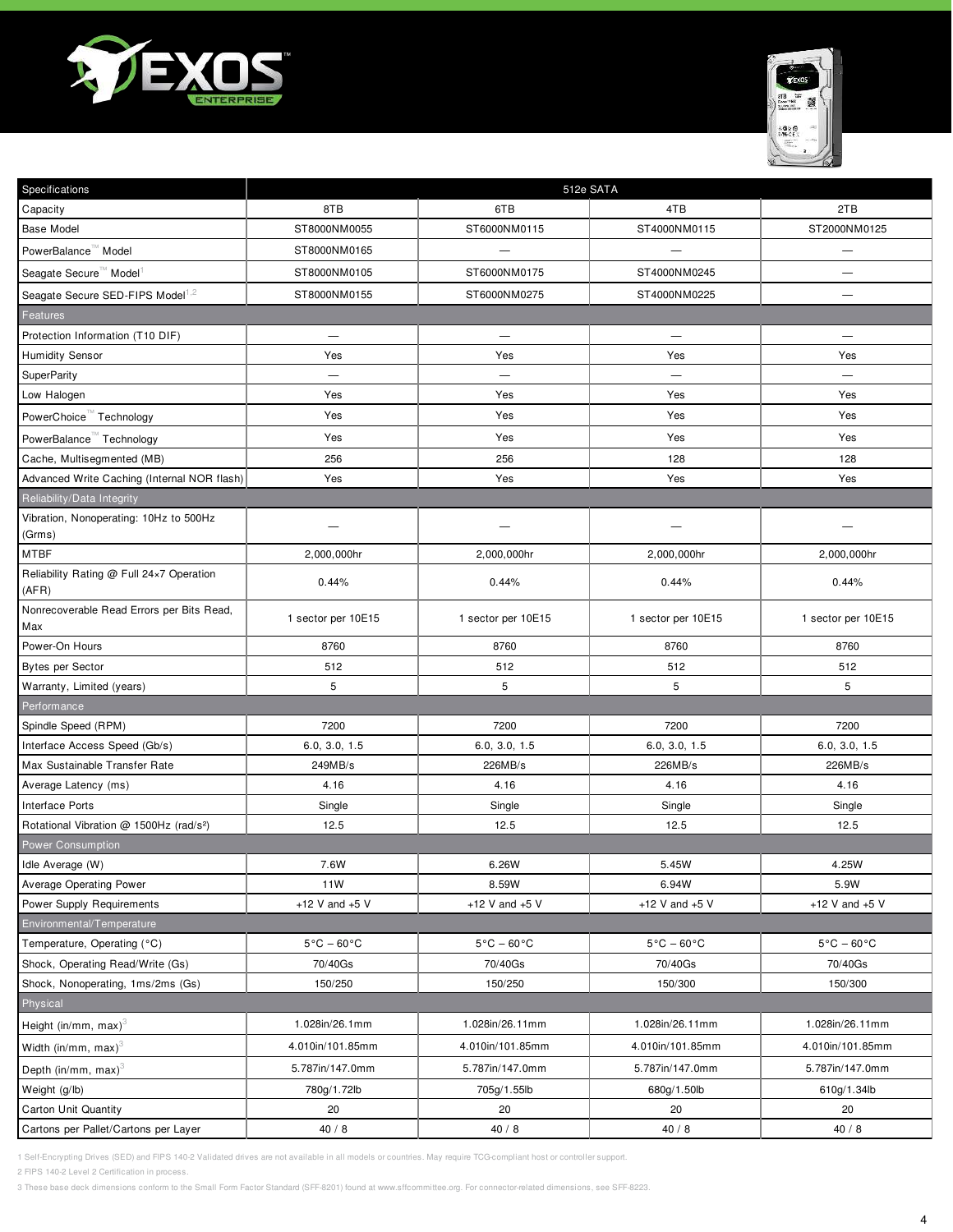| Specifications | 512e SATA | | | |
|---|---|---|---|---|
| Capacity | 8TB | 6TB | 4TB | 2TB |
| Base Model | ST8000NM0055 | ST6000NM0115 | ST4000NM0115 | ST2000NM0125 |
| PowerBalance™ Model | ST8000NM0165 | — | — | — |
| Seagate Secure™ Model[1] | ST8000NM0105 | ST6000NM0175 | ST4000NM0245 | — |
| Seagate Secure SED-FIPS Model[1,2] | ST8000NM0155 | ST6000NM0275 | ST4000NM0225 | — |
| **Features** | | | | |
| Protection Information (T10 DIF) | — | — | — | — |
| Humidity Sensor | Yes | Yes | Yes | Yes |
| SuperParity | — | — | — | — |
| Low Halogen | Yes | Yes | Yes | Yes |
| PowerChoice™ Technology | Yes | Yes | Yes | Yes |
| PowerBalance™ Technology | Yes | Yes | Yes | Yes |
| Cache, Multisegmented (MB) | 256 | 256 | 128 | 128 |
| Advanced Write Caching (Internal NOR flash) | Yes | Yes | Yes | Yes |
| **Reliability/Data Integrity** | | | | |
| Vibration, Nonoperating: 10Hz to 500Hz (Grms) | — | — | — | — |
| MTBF | 2,000,000hr | 2,000,000hr | 2,000,000hr | 2,000,000hr |
| Reliability Rating @ Full 24×7 Operation (AFR) | 0.44% | 0.44% | 0.44% | 0.44% |
| Nonrecoverable Read Errors per Bits Read, Max | 1 sector per 10E15 | 1 sector per 10E15 | 1 sector per 10E15 | 1 sector per 10E15 |
| Power-On Hours | 8760 | 8760 | 8760 | 8760 |
| Bytes per Sector | 512 | 512 | 512 | 512 |
| Warranty, Limited (years) | 5 | 5 | 5 | 5 |
| **Performance** | | | | |
| Spindle Speed (RPM) | 7200 | 7200 | 7200 | 7200 |
| Interface Access Speed (Gb/s) | 6.0, 3.0, 1.5 | 6.0, 3.0, 1.5 | 6.0, 3.0, 1.5 | 6.0, 3.0, 1.5 |
| Max Sustainable Transfer Rate | 249MB/s | 226MB/s | 226MB/s | 226MB/s |
| Average Latency (ms) | 4.16 | 4.16 | 4.16 | 4.16 |
| Interface Ports | Single | Single | Single | Single |
| Rotational Vibration @ 1500Hz (rad/s²) | 12.5 | 12.5 | 12.5 | 12.5 |
| **Power Consumption** | | | | |
| Idle Average (W) | 7.6W | 6.26W | 5.45W | 4.25W |
| Average Operating Power | 11W | 8.59W | 6.94W | 5.9W |
| Power Supply Requirements | +12 V and +5 V | +12 V and +5 V | +12 V and +5 V | +12 V and +5 V |
| **Environmental/Temperature** | | | | |
| Temperature, Operating (°C) | 5°C – 60°C | 5°C – 60°C | 5°C – 60°C | 5°C – 60°C |
| Shock, Operating Read/Write (Gs) | 70/40Gs | 70/40Gs | 70/40Gs | 70/40Gs |
| Shock, Nonoperating, 1ms/2ms (Gs) | 150/250 | 150/250 | 150/300 | 150/300 |
| **Physical** | | | | |
| Height (in/mm, max)[3] | 1.028in/26.1mm | 1.028in/26.11mm | 1.028in/26.11mm | 1.028in/26.11mm |
| Width (in/mm, max)[3] | 4.010in/101.85mm | 4.010in/101.85mm | 4.010in/101.85mm | 4.010in/101.85mm |
| Depth (in/mm, max)[3] | 5.787in/147.0mm | 5.787in/147.0mm | 5.787in/147.0mm | 5.787in/147.0mm |
| Weight (g/lb) | 780g/1.72lb | 705g/1.55lb | 680g/1.50lb | 610g/1.34lb |
| Carton Unit Quantity | 20 | 20 | 20 | 20 |
| Cartons per Pallet/Cartons per Layer | 40 / 8 | 40 / 8 | 40 / 8 | 40 / 8 |

1 Self-Encrypting Drives (SED) and FIPS 140-2 Validated drives are not available in all models or countries. May require TCG-compliant host or controller support.

2 FIPS 140-2 Level 2 Certification in process.

3 These base deck dimensions conform to the Small Form Factor Standard (SFF-8201) found at www.sffcommittee.org. For connector-related dimensions, see SFF-8223.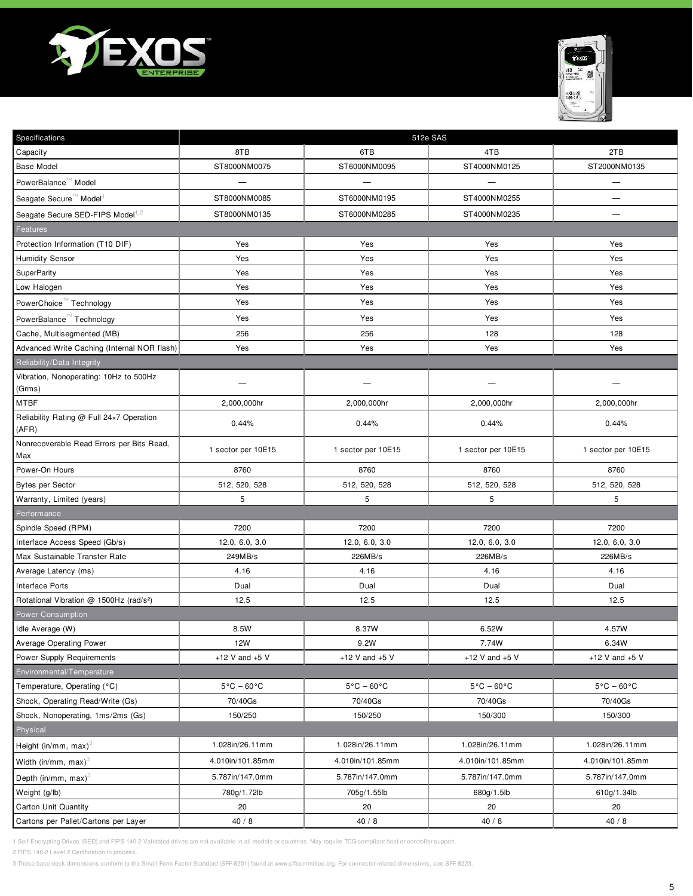# EXOS ENTERPRISE

| Specifications | 512e SAS | | | |
|---|---|---|---|---|
| Capacity | 8TB | 6TB | 4TB | 2TB |
| Base Model | ST8000NM0075 | ST6000NM0095 | ST4000NM0125 | ST2000NM0135 |
| PowerBalance™ Model | — | — | — | — |
| Seagate Secure™ Model[1] | ST8000NM0085 | ST6000NM0195 | ST4000NM0255 | — |
| Seagate Secure SED-FIPS Model[1,2] | ST8000NM0135 | ST6000NM0285 | ST4000NM0235 | — |
| **Features** | | | | |
| Protection Information (T10 DIF) | Yes | Yes | Yes | Yes |
| Humidity Sensor | Yes | Yes | Yes | Yes |
| SuperParity | Yes | Yes | Yes | Yes |
| Low Halogen | Yes | Yes | Yes | Yes |
| PowerChoice™ Technology | Yes | Yes | Yes | Yes |
| PowerBalance™ Technology | Yes | Yes | Yes | Yes |
| Cache, Multisegmented (MB) | 256 | 256 | 128 | 128 |
| Advanced Write Caching (Internal NOR flash) | Yes | Yes | Yes | Yes |
| **Reliability/Data Integrity** | | | | |
| Vibration, Nonoperating: 10Hz to 500Hz (Grms) | — | — | — | — |
| MTBF | 2,000,000hr | 2,000,000hr | 2,000,000hr | 2,000,000hr |
| Reliability Rating @ Full 24×7 Operation (AFR) | 0.44% | 0.44% | 0.44% | 0.44% |
| Nonrecoverable Read Errors per Bits Read, Max | 1 sector per 10E15 | 1 sector per 10E15 | 1 sector per 10E15 | 1 sector per 10E15 |
| Power-On Hours | 8760 | 8760 | 8760 | 8760 |
| Bytes per Sector | 512, 520, 528 | 512, 520, 528 | 512, 520, 528 | 512, 520, 528 |
| Warranty, Limited (years) | 5 | 5 | 5 | 5 |
| **Performance** | | | | |
| Spindle Speed (RPM) | 7200 | 7200 | 7200 | 7200 |
| Interface Access Speed (Gb/s) | 12.0, 6.0, 3.0 | 12.0, 6.0, 3.0 | 12.0, 6.0, 3.0 | 12.0, 6.0, 3.0 |
| Max Sustainable Transfer Rate | 249MB/s | 226MB/s | 226MB/s | 226MB/s |
| Average Latency (ms) | 4.16 | 4.16 | 4.16 | 4.16 |
| Interface Ports | Dual | Dual | Dual | Dual |
| Rotational Vibration @ 1500Hz (rad/s²) | 12.5 | 12.5 | 12.5 | 12.5 |
| **Power Consumption** | | | | |
| Idle Average (W) | 8.5W | 8.37W | 6.52W | 4.57W |
| Average Operating Power | 12W | 9.2W | 7.74W | 6.34W |
| Power Supply Requirements | +12 V and +5 V | +12 V and +5 V | +12 V and +5 V | +12 V and +5 V |
| **Environmental/Temperature** | | | | |
| Temperature, Operating (°C) | 5°C – 60°C | 5°C – 60°C | 5°C – 60°C | 5°C – 60°C |
| Shock, Operating Read/Write (Gs) | 70/40Gs | 70/40Gs | 70/40Gs | 70/40Gs |
| Shock, Nonoperating, 1ms/2ms (Gs) | 150/250 | 150/250 | 150/300 | 150/300 |
| **Physical** | | | | |
| Height (in/mm, max)[3] | 1.028in/26.11mm | 1.028in/26.11mm | 1.028in/26.11mm | 1.028in/26.11mm |
| Width (in/mm, max)[3] | 4.010in/101.85mm | 4.010in/101.85mm | 4.010in/101.85mm | 4.010in/101.85mm |
| Depth (in/mm, max)[3] | 5.787in/147.0mm | 5.787in/147.0mm | 5.787in/147.0mm | 5.787in/147.0mm |
| Weight (g/lb) | 780g/1.72lb | 705g/1.55lb | 680g/1.5lb | 610g/1.34lb |
| Carton Unit Quantity | 20 | 20 | 20 | 20 |
| Cartons per Pallet/Cartons per Layer | 40 / 8 | 40 / 8 | 40 / 8 | 40 / 8 |

1 Self-Encrypting Drives (SED) and FIPS 140-2 Validated drives are not available in all models or countries. May require TCG-compliant host or controller support.

2 FIPS 140-2 Level 2 Certification in process.

3 These base deck dimensions conform to the Small Form Factor Standard (SFF-8201) found at www.sffcommittee.org. For connector-related dimensions, see SFF-8223.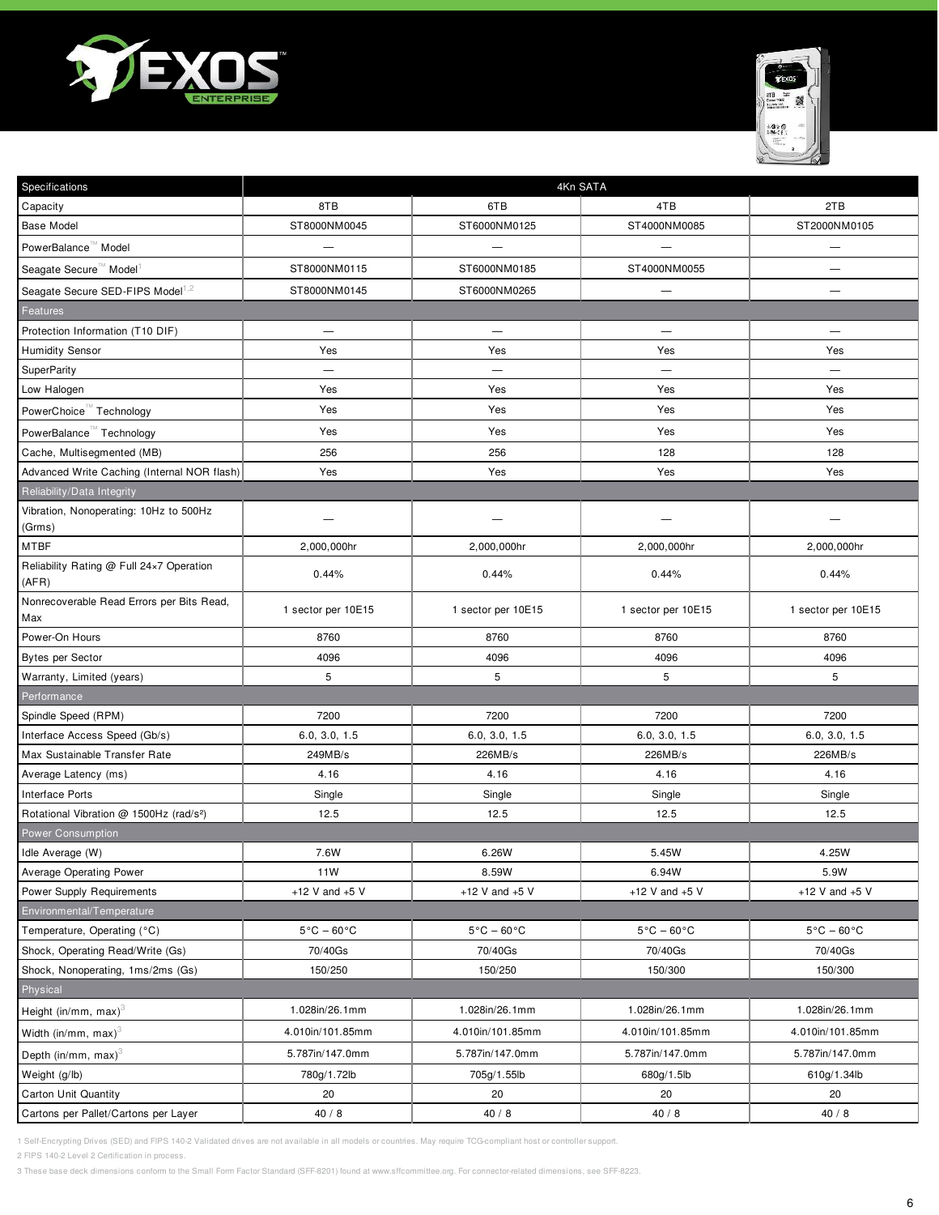| Specifications | 4Kn SATA | | | |
|---|---|---|---|---|
| Capacity | 8TB | 6TB | 4TB | 2TB |
| Base Model | ST8000NM0045 | ST6000NM0125 | ST4000NM0085 | ST2000NM0105 |
| PowerBalance™ Model | — | — | — | — |
| Seagate Secure™ Model[1] | ST8000NM0115 | ST6000NM0185 | ST4000NM0055 | — |
| Seagate Secure SED-FIPS Model[1,2] | ST8000NM0145 | ST6000NM0265 | — | — |
| **Features** | | | | |
| Protection Information (T10 DIF) | — | — | — | — |
| Humidity Sensor | Yes | Yes | Yes | Yes |
| SuperParity | — | — | — | — |
| Low Halogen | Yes | Yes | Yes | Yes |
| PowerChoice™ Technology | Yes | Yes | Yes | Yes |
| PowerBalance™ Technology | Yes | Yes | Yes | Yes |
| Cache, Multisegmented (MB) | 256 | 256 | 128 | 128 |
| Advanced Write Caching (Internal NOR flash) | Yes | Yes | Yes | Yes |
| **Reliability/Data Integrity** | | | | |
| Vibration, Nonoperating: 10Hz to 500Hz (Grms) | — | — | — | — |
| MTBF | 2,000,000hr | 2,000,000hr | 2,000,000hr | 2,000,000hr |
| Reliability Rating @ Full 24×7 Operation (AFR) | 0.44% | 0.44% | 0.44% | 0.44% |
| Nonrecoverable Read Errors per Bits Read, Max | 1 sector per 10E15 | 1 sector per 10E15 | 1 sector per 10E15 | 1 sector per 10E15 |
| Power-On Hours | 8760 | 8760 | 8760 | 8760 |
| Bytes per Sector | 4096 | 4096 | 4096 | 4096 |
| Warranty, Limited (years) | 5 | 5 | 5 | 5 |
| **Performance** | | | | |
| Spindle Speed (RPM) | 7200 | 7200 | 7200 | 7200 |
| Interface Access Speed (Gb/s) | 6.0, 3.0, 1.5 | 6.0, 3.0, 1.5 | 6.0, 3.0, 1.5 | 6.0, 3.0, 1.5 |
| Max Sustainable Transfer Rate | 249MB/s | 226MB/s | 226MB/s | 226MB/s |
| Average Latency (ms) | 4.16 | 4.16 | 4.16 | 4.16 |
| Interface Ports | Single | Single | Single | Single |
| Rotational Vibration @ 1500Hz (rad/s²) | 12.5 | 12.5 | 12.5 | 12.5 |
| **Power Consumption** | | | | |
| Idle Average (W) | 7.6W | 6.26W | 5.45W | 4.25W |
| Average Operating Power | 11W | 8.59W | 6.94W | 5.9W |
| Power Supply Requirements | +12 V and +5 V | +12 V and +5 V | +12 V and +5 V | +12 V and +5 V |
| **Environmental/Temperature** | | | | |
| Temperature, Operating (°C) | 5°C – 60°C | 5°C – 60°C | 5°C – 60°C | 5°C – 60°C |
| Shock, Operating Read/Write (Gs) | 70/40Gs | 70/40Gs | 70/40Gs | 70/40Gs |
| Shock, Nonoperating, 1ms/2ms (Gs) | 150/250 | 150/250 | 150/300 | 150/300 |
| **Physical** | | | | |
| Height (in/mm, max)[3] | 1.028in/26.1mm | 1.028in/26.1mm | 1.028in/26.1mm | 1.028in/26.1mm |
| Width (in/mm, max)[3] | 4.010in/101.85mm | 4.010in/101.85mm | 4.010in/101.85mm | 4.010in/101.85mm |
| Depth (in/mm, max)[3] | 5.787in/147.0mm | 5.787in/147.0mm | 5.787in/147.0mm | 5.787in/147.0mm |
| Weight (g/lb) | 780g/1.72lb | 705g/1.55lb | 680g/1.5lb | 610g/1.34lb |
| Carton Unit Quantity | 20 | 20 | 20 | 20 |
| Cartons per Pallet/Cartons per Layer | 40 / 8 | 40 / 8 | 40 / 8 | 40 / 8 |

1 Self-Encrypting Drives (SED) and FIPS 140-2 Validated drives are not available in all models or countries. May require TCG-compliant host or controller support.

2 FIPS 140-2 Level 2 Certification in process.

3 These base deck dimensions conform to the Small Form Factor Standard (SFF-8201) found at www.sffcommittee.org. For connector-related dimensions, see SFF-8223.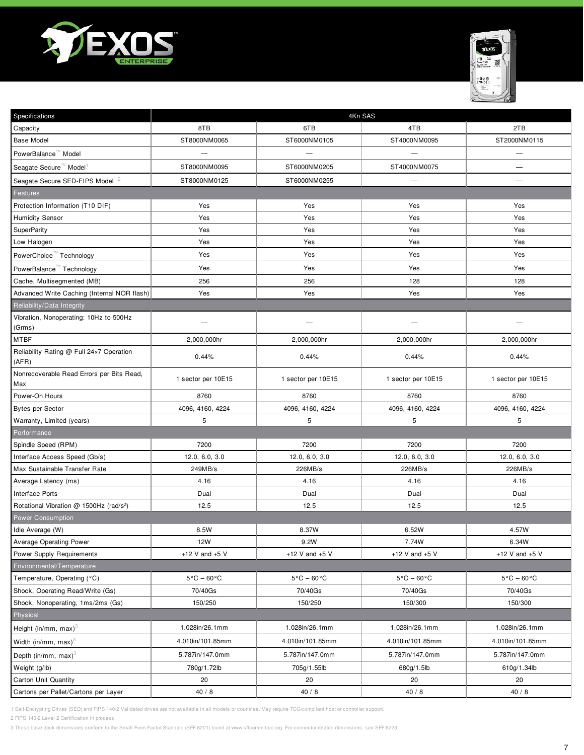| Specifications | 4Kn SAS | | | |
|---|---|---|---|---|
| Capacity | 8TB | 6TB | 4TB | 2TB |
| Base Model | ST8000NM0065 | ST6000NM0105 | ST4000NM0095 | ST2000NM0115 |
| PowerBalance™ Model | — | — | — | — |
| Seagate Secure™ Model[1] | ST8000NM0095 | ST6000NM0205 | ST4000NM0075 | — |
| Seagate Secure SED-FIPS Model[1,2] | ST8000NM0125 | ST6000NM0255 | — | — |
| **Features** | | | | |
| Protection Information (T10 DIF) | Yes | Yes | Yes | Yes |
| Humidity Sensor | Yes | Yes | Yes | Yes |
| SuperParity | Yes | Yes | Yes | Yes |
| Low Halogen | Yes | Yes | Yes | Yes |
| PowerChoice™ Technology | Yes | Yes | Yes | Yes |
| PowerBalance™ Technology | Yes | Yes | Yes | Yes |
| Cache, Multisegmented (MB) | 256 | 256 | 128 | 128 |
| Advanced Write Caching (Internal NOR flash) | Yes | Yes | Yes | Yes |
| **Reliability/Data Integrity** | | | | |
| Vibration, Nonoperating: 10Hz to 500Hz (Grms) | — | — | — | — |
| MTBF | 2,000,000hr | 2,000,000hr | 2,000,000hr | 2,000,000hr |
| Reliability Rating @ Full 24×7 Operation (AFR) | 0.44% | 0.44% | 0.44% | 0.44% |
| Nonrecoverable Read Errors per Bits Read, Max | 1 sector per 10E15 | 1 sector per 10E15 | 1 sector per 10E15 | 1 sector per 10E15 |
| Power-On Hours | 8760 | 8760 | 8760 | 8760 |
| Bytes per Sector | 4096, 4160, 4224 | 4096, 4160, 4224 | 4096, 4160, 4224 | 4096, 4160, 4224 |
| Warranty, Limited (years) | 5 | 5 | 5 | 5 |
| **Performance** | | | | |
| Spindle Speed (RPM) | 7200 | 7200 | 7200 | 7200 |
| Interface Access Speed (Gb/s) | 12.0, 6.0, 3.0 | 12.0, 6.0, 3.0 | 12.0, 6.0, 3.0 | 12.0, 6.0, 3.0 |
| Max Sustainable Transfer Rate | 249MB/s | 226MB/s | 226MB/s | 226MB/s |
| Average Latency (ms) | 4.16 | 4.16 | 4.16 | 4.16 |
| Interface Ports | Dual | Dual | Dual | Dual |
| Rotational Vibration @ 1500Hz (rad/s²) | 12.5 | 12.5 | 12.5 | 12.5 |
| **Power Consumption** | | | | |
| Idle Average (W) | 8.5W | 8.37W | 6.52W | 4.57W |
| Average Operating Power | 12W | 9.2W | 7.74W | 6.34W |
| Power Supply Requirements | +12 V and +5 V | +12 V and +5 V | +12 V and +5 V | +12 V and +5 V |
| **Environmental/Temperature** | | | | |
| Temperature, Operating (°C) | 5°C – 60°C | 5°C – 60°C | 5°C – 60°C | 5°C – 60°C |
| Shock, Operating Read/Write (Gs) | 70/40Gs | 70/40Gs | 70/40Gs | 70/40Gs |
| Shock, Nonoperating, 1ms/2ms (Gs) | 150/250 | 150/250 | 150/300 | 150/300 |
| **Physical** | | | | |
| Height (in/mm, max)[3] | 1.028in/26.1mm | 1.028in/26.1mm | 1.028in/26.1mm | 1.028in/26.1mm |
| Width (in/mm, max)[3] | 4.010in/101.85mm | 4.010in/101.85mm | 4.010in/101.85mm | 4.010in/101.85mm |
| Depth (in/mm, max)[3] | 5.787in/147.0mm | 5.787in/147.0mm | 5.787in/147.0mm | 5.787in/147.0mm |
| Weight (g/lb) | 780g/1.72lb | 705g/1.55lb | 680g/1.5lb | 610g/1.34lb |
| Carton Unit Quantity | 20 | 20 | 20 | 20 |
| Cartons per Pallet/Cartons per Layer | 40 / 8 | 40 / 8 | 40 / 8 | 40 / 8 |

1 Self-Encrypting Drives (SED) and FIPS 140-2 Validated drives are not available in all models or countries. May require TCG-compliant host or controller support.

2 FIPS 140-2 Level 2 Certification in process.

3 These base deck dimensions conform to the Small Form Factor Standard (SFF-8201) found at www.sffcommittee.org. For connector-related dimensions, see SFF-8223.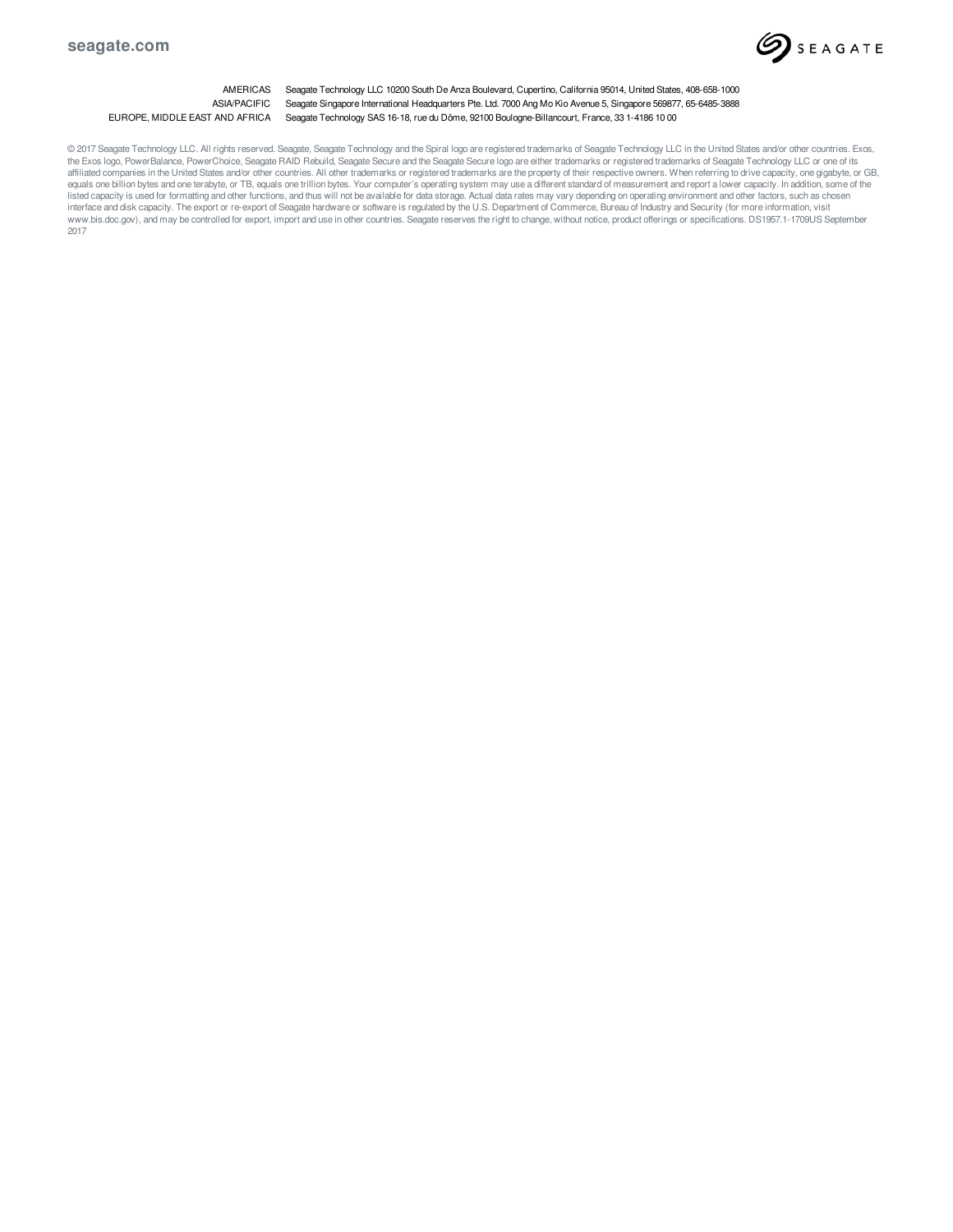**seagate.com**

SEAGATE

| | |
|---|---|
| AMERICAS | Seagate Technology LLC 10200 South De Anza Boulevard, Cupertino, California 95014, United States, 408-658-1000 |
| ASIA/PACIFIC | Seagate Singapore International Headquarters Pte. Ltd. 7000 Ang Mo Kio Avenue 5, Singapore 569877, 65-6485-3888 |
| EUROPE, MIDDLE EAST AND AFRICA | Seagate Technology SAS 16-18, rue du Dôme, 92100 Boulogne-Billancourt, France, 33 1-4186 10 00 |

© 2017 Seagate Technology LLC. All rights reserved. Seagate, Seagate Technology and the Spiral logo are registered trademarks of Seagate Technology LLC in the United States and/or other countries. Exos, the Exos logo, PowerBalance, PowerChoice, Seagate RAID Rebuild, Seagate Secure and the Seagate Secure logo are either trademarks or registered trademarks of Seagate Technology LLC or one of its affiliated companies in the United States and/or other countries. All other trademarks or registered trademarks are the property of their respective owners. When referring to drive capacity, one gigabyte, or GB, equals one billion bytes and one terabyte, or TB, equals one trillion bytes. Your computer's operating system may use a different standard of measurement and report a lower capacity. In addition, some of the listed capacity is used for formatting and other functions, and thus will not be available for data storage. Actual data rates may vary depending on operating environment and other factors, such as chosen interface and disk capacity. The export or re-export of Seagate hardware or software is regulated by the U.S. Department of Commerce, Bureau of Industry and Security (for more information, visit www.bis.doc.gov), and may be controlled for export, import and use in other countries. Seagate reserves the right to change, without notice, product offerings or specifications. DS1957.1-1709US September 2017